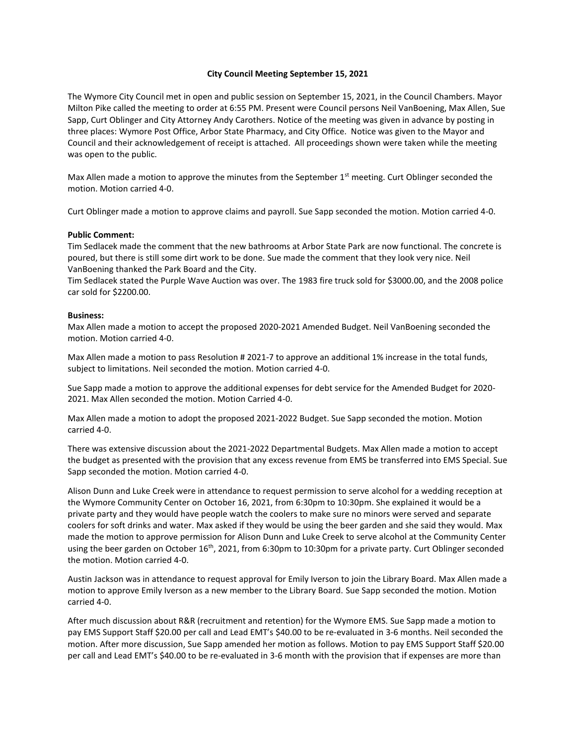**City Council Meeting September 15, 2021**

The Wymore City Council met in open and public session on September 15, 2021, in the Council Chambers. Mayor Milton Pike called the meeting to order at 6:55 PM. Present were Council persons Neil VanBoening, Max Allen, Sue Sapp, Curt Oblinger and City Attorney Andy Carothers. Notice of the meeting was given in advance by posting in three places: Wymore Post Office, Arbor State Pharmacy, and City Office. Notice was given to the Mayor and Council and their acknowledgement of receipt is attached. All proceedings shown were taken while the meeting was open to the public.

Max Allen made a motion to approve the minutes from the September 1st meeting. Curt Oblinger seconded the motion. Motion carried 4-0.

Curt Oblinger made a motion to approve claims and payroll. Sue Sapp seconded the motion. Motion carried 4-0.

**Public Comment:**

Tim Sedlacek made the comment that the new bathrooms at Arbor State Park are now functional. The concrete is poured, but there is still some dirt work to be done. Sue made the comment that they look very nice. Neil VanBoening thanked the Park Board and the City.

Tim Sedlacek stated the Purple Wave Auction was over. The 1983 fire truck sold for $3000.00, and the 2008 police car sold for $2200.00.

**Business:**

Max Allen made a motion to accept the proposed 2020-2021 Amended Budget. Neil VanBoening seconded the motion. Motion carried 4-0.

Max Allen made a motion to pass Resolution # 2021-7 to approve an additional 1% increase in the total funds, subject to limitations. Neil seconded the motion. Motion carried 4-0.

Sue Sapp made a motion to approve the additional expenses for debt service for the Amended Budget for 2020-2021. Max Allen seconded the motion. Motion Carried 4-0.

Max Allen made a motion to adopt the proposed 2021-2022 Budget. Sue Sapp seconded the motion. Motion carried 4-0.

There was extensive discussion about the 2021-2022 Departmental Budgets. Max Allen made a motion to accept the budget as presented with the provision that any excess revenue from EMS be transferred into EMS Special. Sue Sapp seconded the motion. Motion carried 4-0.

Alison Dunn and Luke Creek were in attendance to request permission to serve alcohol for a wedding reception at the Wymore Community Center on October 16, 2021, from 6:30pm to 10:30pm. She explained it would be a private party and they would have people watch the coolers to make sure no minors were served and separate coolers for soft drinks and water. Max asked if they would be using the beer garden and she said they would. Max made the motion to approve permission for Alison Dunn and Luke Creek to serve alcohol at the Community Center using the beer garden on October 16th, 2021, from 6:30pm to 10:30pm for a private party. Curt Oblinger seconded the motion. Motion carried 4-0.

Austin Jackson was in attendance to request approval for Emily Iverson to join the Library Board. Max Allen made a motion to approve Emily Iverson as a new member to the Library Board. Sue Sapp seconded the motion. Motion carried 4-0.

After much discussion about R&R (recruitment and retention) for the Wymore EMS. Sue Sapp made a motion to pay EMS Support Staff $20.00 per call and Lead EMT's $40.00 to be re-evaluated in 3-6 months. Neil seconded the motion. After more discussion, Sue Sapp amended her motion as follows. Motion to pay EMS Support Staff $20.00 per call and Lead EMT's $40.00 to be re-evaluated in 3-6 month with the provision that if expenses are more than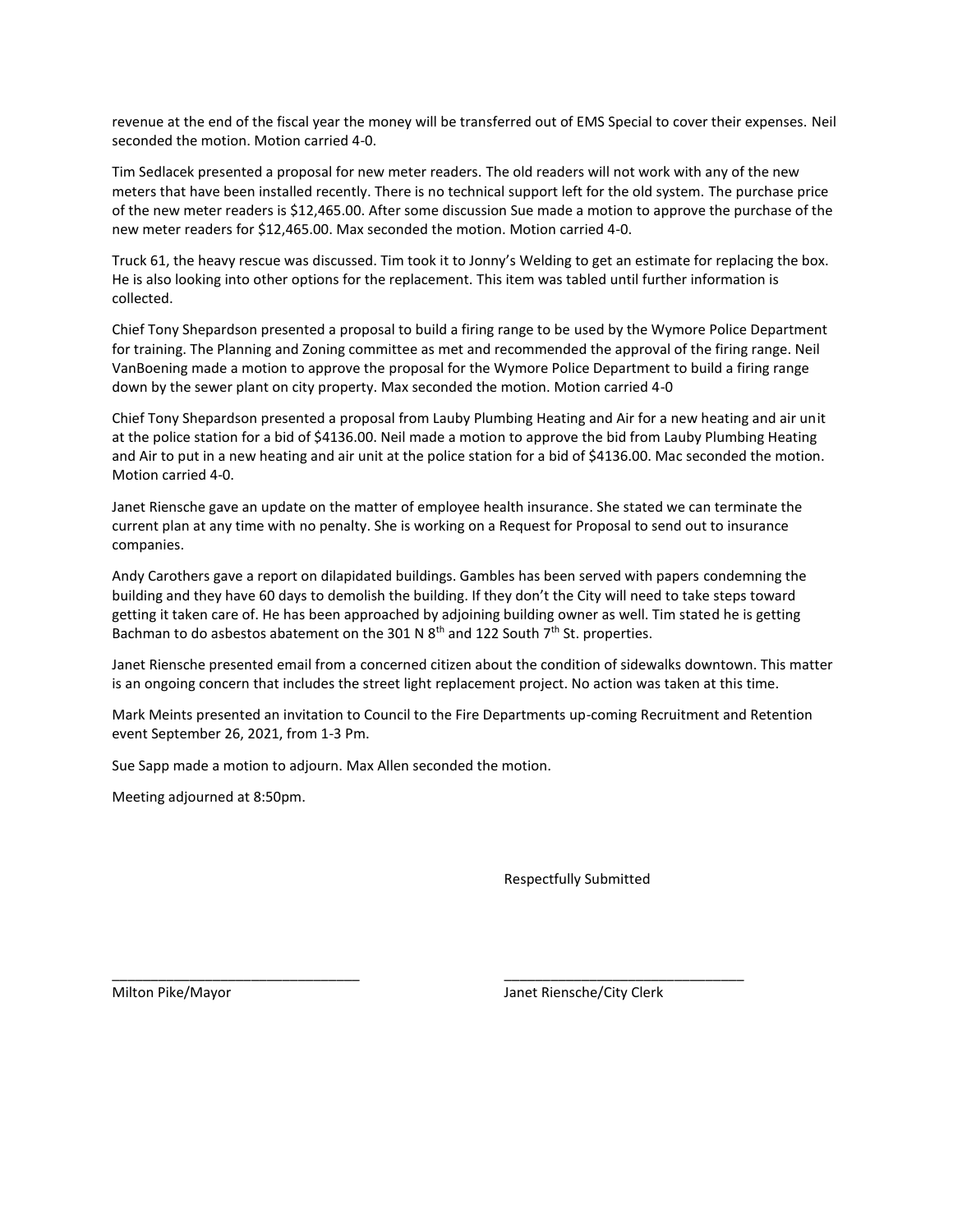revenue at the end of the fiscal year the money will be transferred out of EMS Special to cover their expenses. Neil seconded the motion. Motion carried 4-0.

Tim Sedlacek presented a proposal for new meter readers. The old readers will not work with any of the new meters that have been installed recently. There is no technical support left for the old system. The purchase price of the new meter readers is $12,465.00. After some discussion Sue made a motion to approve the purchase of the new meter readers for $12,465.00. Max seconded the motion. Motion carried 4-0.

Truck 61, the heavy rescue was discussed. Tim took it to Jonny's Welding to get an estimate for replacing the box. He is also looking into other options for the replacement. This item was tabled until further information is collected.

Chief Tony Shepardson presented a proposal to build a firing range to be used by the Wymore Police Department for training. The Planning and Zoning committee as met and recommended the approval of the firing range. Neil VanBoening made a motion to approve the proposal for the Wymore Police Department to build a firing range down by the sewer plant on city property. Max seconded the motion. Motion carried 4-0

Chief Tony Shepardson presented a proposal from Lauby Plumbing Heating and Air for a new heating and air unit at the police station for a bid of $4136.00. Neil made a motion to approve the bid from Lauby Plumbing Heating and Air to put in a new heating and air unit at the police station for a bid of $4136.00. Mac seconded the motion. Motion carried 4-0.

Janet Riensche gave an update on the matter of employee health insurance. She stated we can terminate the current plan at any time with no penalty. She is working on a Request for Proposal to send out to insurance companies.

Andy Carothers gave a report on dilapidated buildings. Gambles has been served with papers condemning the building and they have 60 days to demolish the building. If they don't the City will need to take steps toward getting it taken care of. He has been approached by adjoining building owner as well. Tim stated he is getting Bachman to do asbestos abatement on the 301 N 8th and 122 South 7th St. properties.

Janet Riensche presented email from a concerned citizen about the condition of sidewalks downtown. This matter is an ongoing concern that includes the street light replacement project. No action was taken at this time.

Mark Meints presented an invitation to Council to the Fire Departments up-coming Recruitment and Retention event September 26, 2021, from 1-3 Pm.

Sue Sapp made a motion to adjourn. Max Allen seconded the motion.

Meeting adjourned at 8:50pm.

Respectfully Submitted

_______________________________ _______________________________

Milton Pike/Mayor Janet Riensche/City Clerk